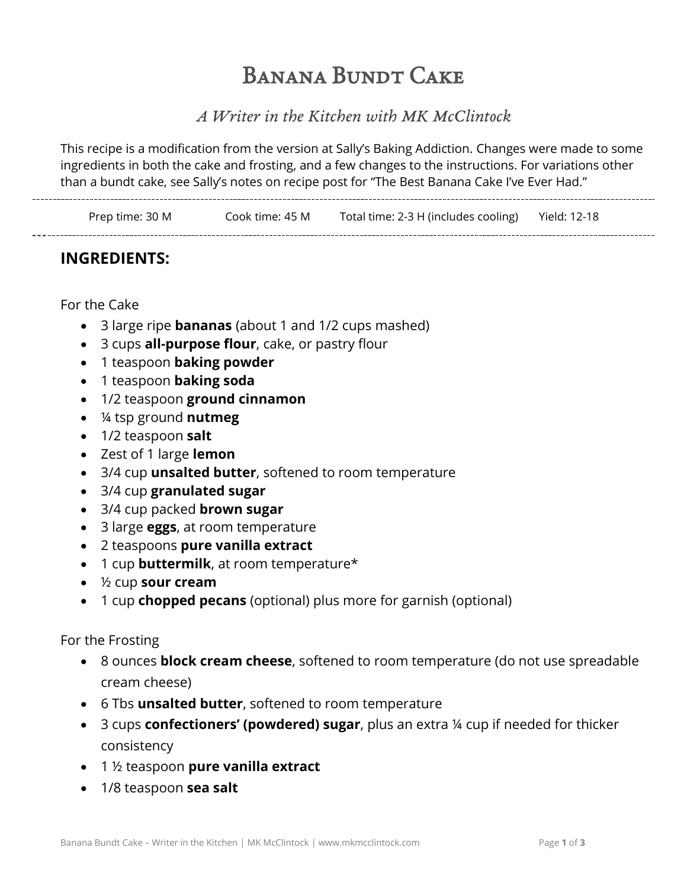# Banana Bundt Cake

*A Writer in the Kitchen with MK McClintock*

This recipe is a modification from the version at Sally's Baking Addiction. Changes were made to some ingredients in both the cake and frosting, and a few changes to the instructions. For variations other than a bundt cake, see Sally's notes on recipe post for "The Best Banana Cake I've Ever Had."

---

Prep time: 30 M | Cook time: 45 M | Total time: 2-3 H (includes cooling) | Yield: 12-18

---

## INGREDIENTS:

For the Cake

- 3 large ripe **bananas** (about 1 and 1/2 cups mashed)
- 3 cups **all-purpose flour**, cake, or pastry flour
- 1 teaspoon **baking powder**
- 1 teaspoon **baking soda**
- 1/2 teaspoon **ground cinnamon**
- ¼ tsp ground **nutmeg**
- 1/2 teaspoon **salt**
- Zest of 1 large **lemon**
- 3/4 cup **unsalted butter**, softened to room temperature
- 3/4 cup **granulated sugar**
- 3/4 cup packed **brown sugar**
- 3 large **eggs**, at room temperature
- 2 teaspoons **pure vanilla extract**
- 1 cup **buttermilk**, at room temperature*
- ½ cup **sour cream**
- 1 cup **chopped pecans** (optional) plus more for garnish (optional)

For the Frosting

- 8 ounces **block cream cheese**, softened to room temperature (do not use spreadable cream cheese)
- 6 Tbs **unsalted butter**, softened to room temperature
- 3 cups **confectioners' (powdered) sugar**, plus an extra ¼ cup if needed for thicker consistency
- 1 ½ teaspoon **pure vanilla extract**
- 1/8 teaspoon **sea salt**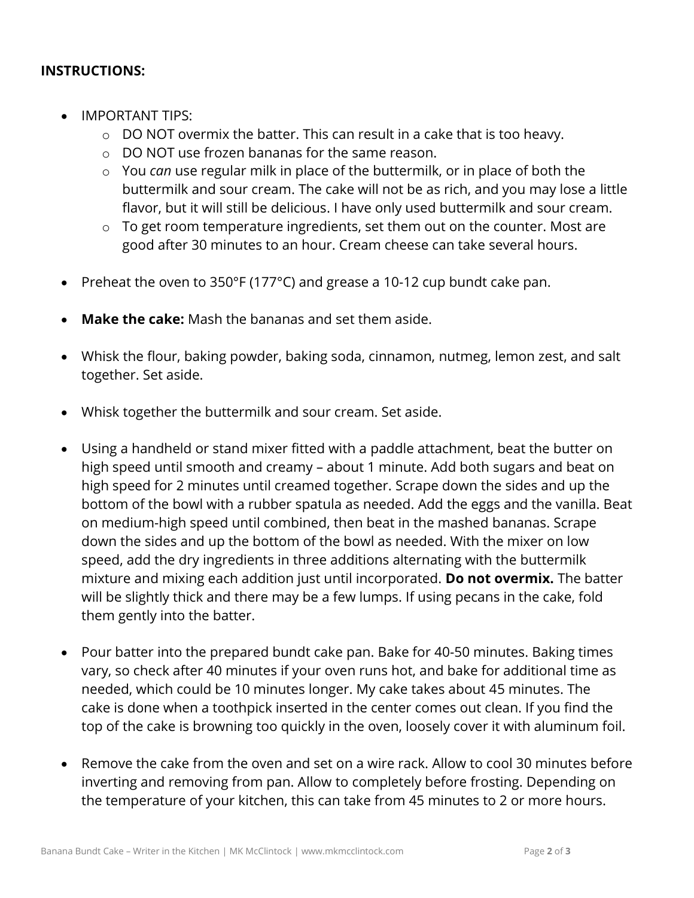**INSTRUCTIONS:**

- IMPORTANT TIPS:
  - DO NOT overmix the batter. This can result in a cake that is too heavy.
  - DO NOT use frozen bananas for the same reason.
  - You *can* use regular milk in place of the buttermilk, or in place of both the buttermilk and sour cream. The cake will not be as rich, and you may lose a little flavor, but it will still be delicious. I have only used buttermilk and sour cream.
  - To get room temperature ingredients, set them out on the counter. Most are good after 30 minutes to an hour. Cream cheese can take several hours.

- Preheat the oven to 350°F (177°C) and grease a 10-12 cup bundt cake pan.

- **Make the cake:** Mash the bananas and set them aside.

- Whisk the flour, baking powder, baking soda, cinnamon, nutmeg, lemon zest, and salt together. Set aside.

- Whisk together the buttermilk and sour cream. Set aside.

- Using a handheld or stand mixer fitted with a paddle attachment, beat the butter on high speed until smooth and creamy – about 1 minute. Add both sugars and beat on high speed for 2 minutes until creamed together. Scrape down the sides and up the bottom of the bowl with a rubber spatula as needed. Add the eggs and the vanilla. Beat on medium-high speed until combined, then beat in the mashed bananas. Scrape down the sides and up the bottom of the bowl as needed. With the mixer on low speed, add the dry ingredients in three additions alternating with the buttermilk mixture and mixing each addition just until incorporated. **Do not overmix.** The batter will be slightly thick and there may be a few lumps. If using pecans in the cake, fold them gently into the batter.

- Pour batter into the prepared bundt cake pan. Bake for 40-50 minutes. Baking times vary, so check after 40 minutes if your oven runs hot, and bake for additional time as needed, which could be 10 minutes longer. My cake takes about 45 minutes. The cake is done when a toothpick inserted in the center comes out clean. If you find the top of the cake is browning too quickly in the oven, loosely cover it with aluminum foil.

- Remove the cake from the oven and set on a wire rack. Allow to cool 30 minutes before inverting and removing from pan. Allow to completely before frosting. Depending on the temperature of your kitchen, this can take from 45 minutes to 2 or more hours.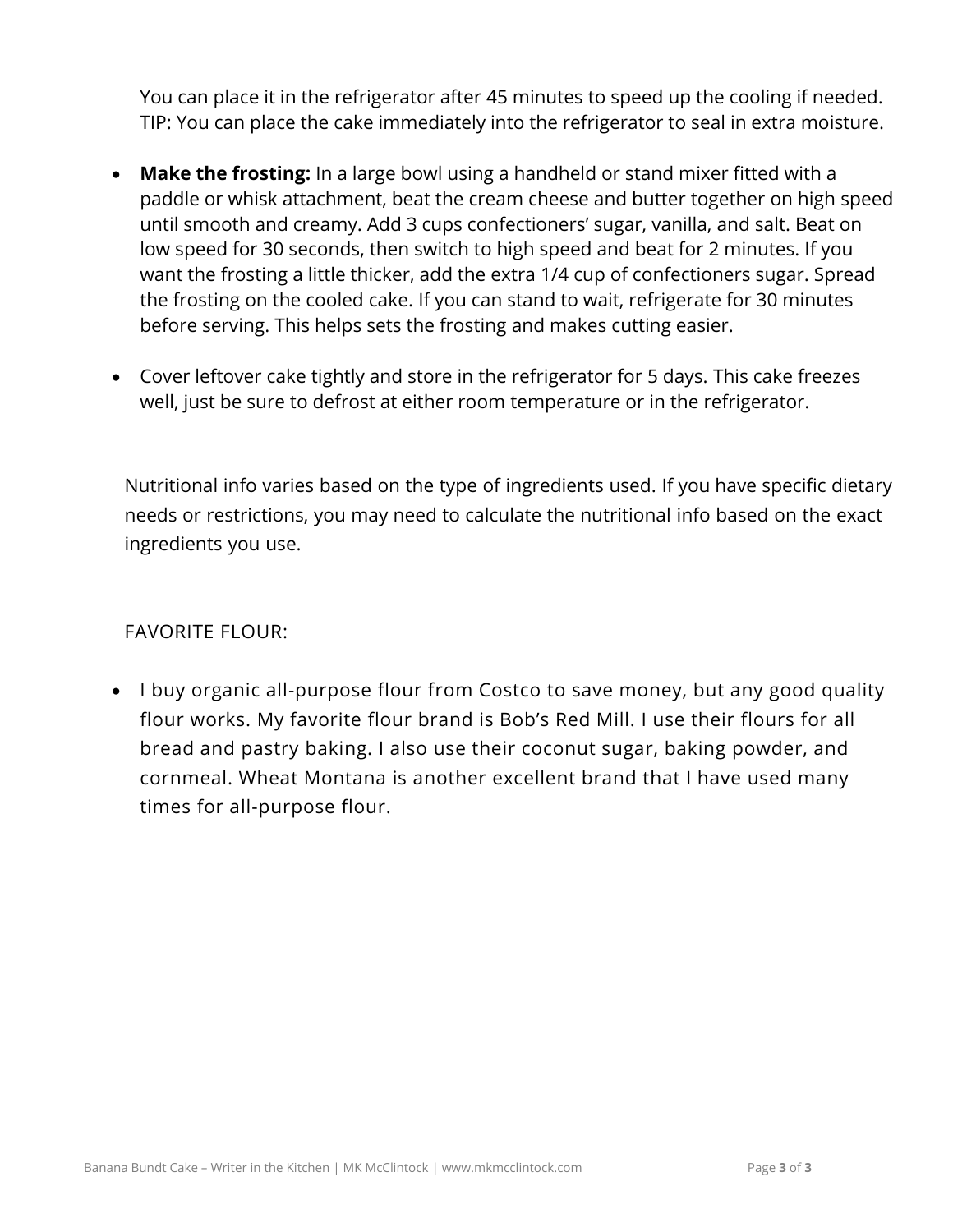You can place it in the refrigerator after 45 minutes to speed up the cooling if needed. TIP: You can place the cake immediately into the refrigerator to seal in extra moisture.

- **Make the frosting:** In a large bowl using a handheld or stand mixer fitted with a paddle or whisk attachment, beat the cream cheese and butter together on high speed until smooth and creamy. Add 3 cups confectioners' sugar, vanilla, and salt. Beat on low speed for 30 seconds, then switch to high speed and beat for 2 minutes. If you want the frosting a little thicker, add the extra 1/4 cup of confectioners sugar. Spread the frosting on the cooled cake. If you can stand to wait, refrigerate for 30 minutes before serving. This helps sets the frosting and makes cutting easier.

- Cover leftover cake tightly and store in the refrigerator for 5 days. This cake freezes well, just be sure to defrost at either room temperature or in the refrigerator.

Nutritional info varies based on the type of ingredients used. If you have specific dietary needs or restrictions, you may need to calculate the nutritional info based on the exact ingredients you use.

FAVORITE FLOUR:

- I buy organic all-purpose flour from Costco to save money, but any good quality flour works. My favorite flour brand is Bob's Red Mill. I use their flours for all bread and pastry baking. I also use their coconut sugar, baking powder, and cornmeal. Wheat Montana is another excellent brand that I have used many times for all-purpose flour.